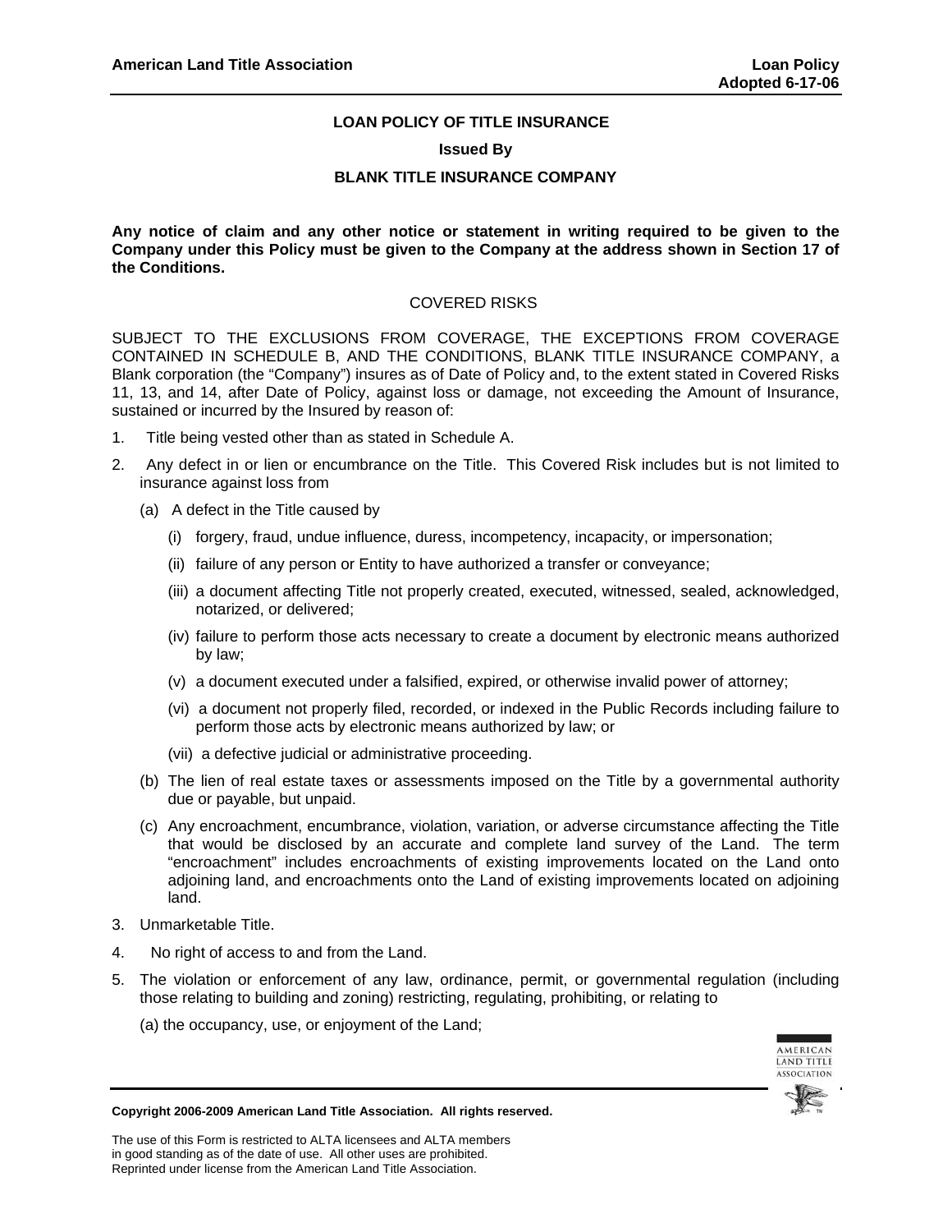# LOAN POLICY OF TITLE INSURANCE

**Issued By**

**BLANK TITLE INSURANCE COMPANY**

**Any notice of claim and any other notice or statement in writing required to be given to the Company under this Policy must be given to the Company at the address shown in Section 17 of the Conditions.**

## COVERED RISKS

SUBJECT TO THE EXCLUSIONS FROM COVERAGE, THE EXCEPTIONS FROM COVERAGE CONTAINED IN SCHEDULE B, AND THE CONDITIONS, BLANK TITLE INSURANCE COMPANY, a Blank corporation (the "Company") insures as of Date of Policy and, to the extent stated in Covered Risks 11, 13, and 14, after Date of Policy, against loss or damage, not exceeding the Amount of Insurance, sustained or incurred by the Insured by reason of:

1. Title being vested other than as stated in Schedule A.
2. Any defect in or lien or encumbrance on the Title. This Covered Risk includes but is not limited to insurance against loss from
   - (a) A defect in the Title caused by
     - (i) forgery, fraud, undue influence, duress, incompetency, incapacity, or impersonation;
     - (ii) failure of any person or Entity to have authorized a transfer or conveyance;
     - (iii) a document affecting Title not properly created, executed, witnessed, sealed, acknowledged, notarized, or delivered;
     - (iv) failure to perform those acts necessary to create a document by electronic means authorized by law;
     - (v) a document executed under a falsified, expired, or otherwise invalid power of attorney;
     - (vi) a document not properly filed, recorded, or indexed in the Public Records including failure to perform those acts by electronic means authorized by law; or
     - (vii) a defective judicial or administrative proceeding.
   - (b) The lien of real estate taxes or assessments imposed on the Title by a governmental authority due or payable, but unpaid.
   - (c) Any encroachment, encumbrance, violation, variation, or adverse circumstance affecting the Title that would be disclosed by an accurate and complete land survey of the Land. The term "encroachment" includes encroachments of existing improvements located on the Land onto adjoining land, and encroachments onto the Land of existing improvements located on adjoining land.
3. Unmarketable Title.
4. No right of access to and from the Land.
5. The violation or enforcement of any law, ordinance, permit, or governmental regulation (including those relating to building and zoning) restricting, regulating, prohibiting, or relating to
   - (a) the occupancy, use, or enjoyment of the Land;

**Copyright 2006-2009 American Land Title Association. All rights reserved.**

The use of this Form is restricted to ALTA licensees and ALTA members in good standing as of the date of use. All other uses are prohibited. Reprinted under license from the American Land Title Association.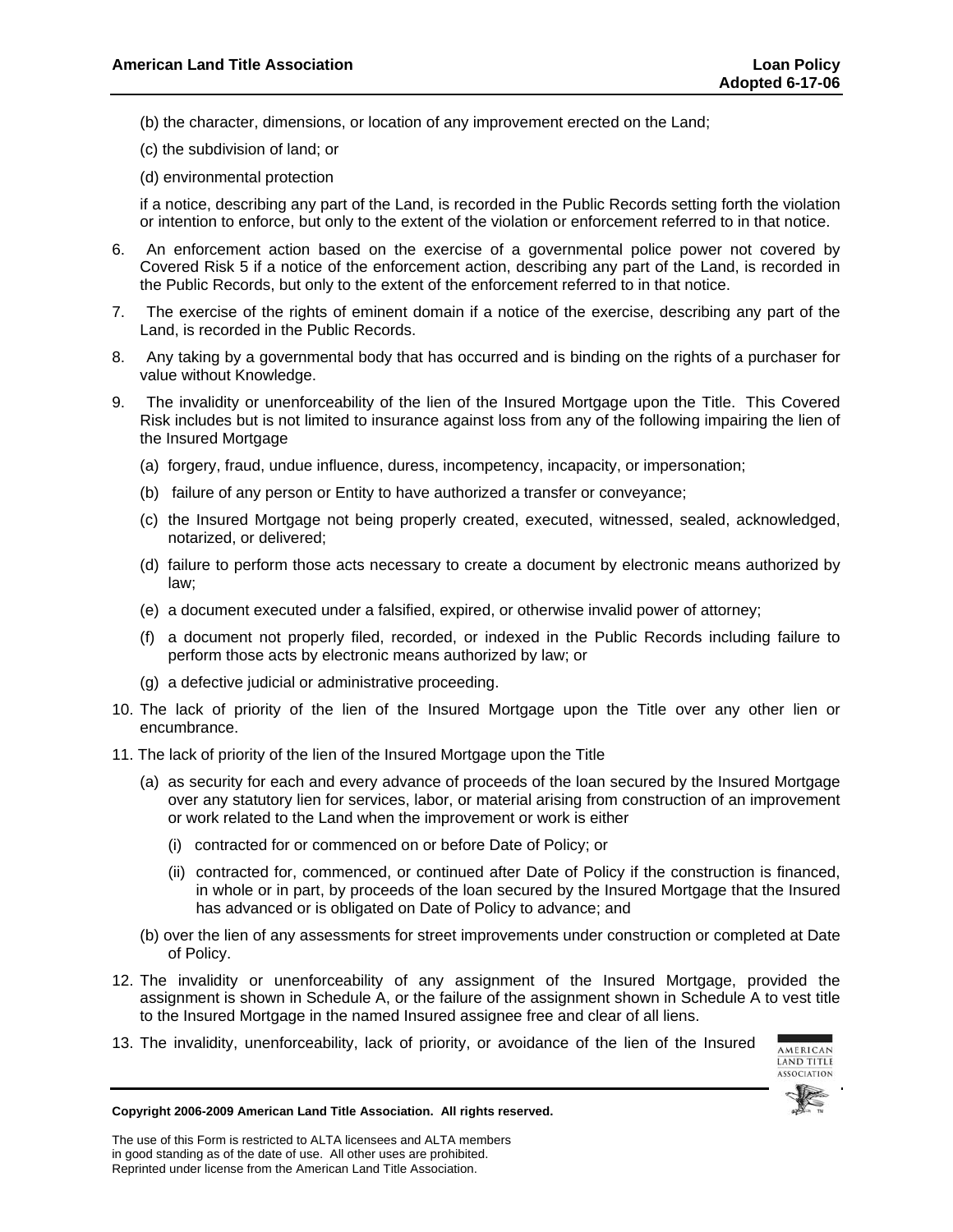(b) the character, dimensions, or location of any improvement erected on the Land;

(c) the subdivision of land; or

(d) environmental protection

if a notice, describing any part of the Land, is recorded in the Public Records setting forth the violation or intention to enforce, but only to the extent of the violation or enforcement referred to in that notice.

6. An enforcement action based on the exercise of a governmental police power not covered by Covered Risk 5 if a notice of the enforcement action, describing any part of the Land, is recorded in the Public Records, but only to the extent of the enforcement referred to in that notice.

7. The exercise of the rights of eminent domain if a notice of the exercise, describing any part of the Land, is recorded in the Public Records.

8. Any taking by a governmental body that has occurred and is binding on the rights of a purchaser for value without Knowledge.

9. The invalidity or unenforceability of the lien of the Insured Mortgage upon the Title. This Covered Risk includes but is not limited to insurance against loss from any of the following impairing the lien of the Insured Mortgage

   (a) forgery, fraud, undue influence, duress, incompetency, incapacity, or impersonation;

   (b) failure of any person or Entity to have authorized a transfer or conveyance;

   (c) the Insured Mortgage not being properly created, executed, witnessed, sealed, acknowledged, notarized, or delivered;

   (d) failure to perform those acts necessary to create a document by electronic means authorized by law;

   (e) a document executed under a falsified, expired, or otherwise invalid power of attorney;

   (f) a document not properly filed, recorded, or indexed in the Public Records including failure to perform those acts by electronic means authorized by law; or

   (g) a defective judicial or administrative proceeding.

10. The lack of priority of the lien of the Insured Mortgage upon the Title over any other lien or encumbrance.

11. The lack of priority of the lien of the Insured Mortgage upon the Title

    (a) as security for each and every advance of proceeds of the loan secured by the Insured Mortgage over any statutory lien for services, labor, or material arising from construction of an improvement or work related to the Land when the improvement or work is either

       (i) contracted for or commenced on or before Date of Policy; or

       (ii) contracted for, commenced, or continued after Date of Policy if the construction is financed, in whole or in part, by proceeds of the loan secured by the Insured Mortgage that the Insured has advanced or is obligated on Date of Policy to advance; and

    (b) over the lien of any assessments for street improvements under construction or completed at Date of Policy.

12. The invalidity or unenforceability of any assignment of the Insured Mortgage, provided the assignment is shown in Schedule A, or the failure of the assignment shown in Schedule A to vest title to the Insured Mortgage in the named Insured assignee free and clear of all liens.

13. The invalidity, unenforceability, lack of priority, or avoidance of the lien of the Insured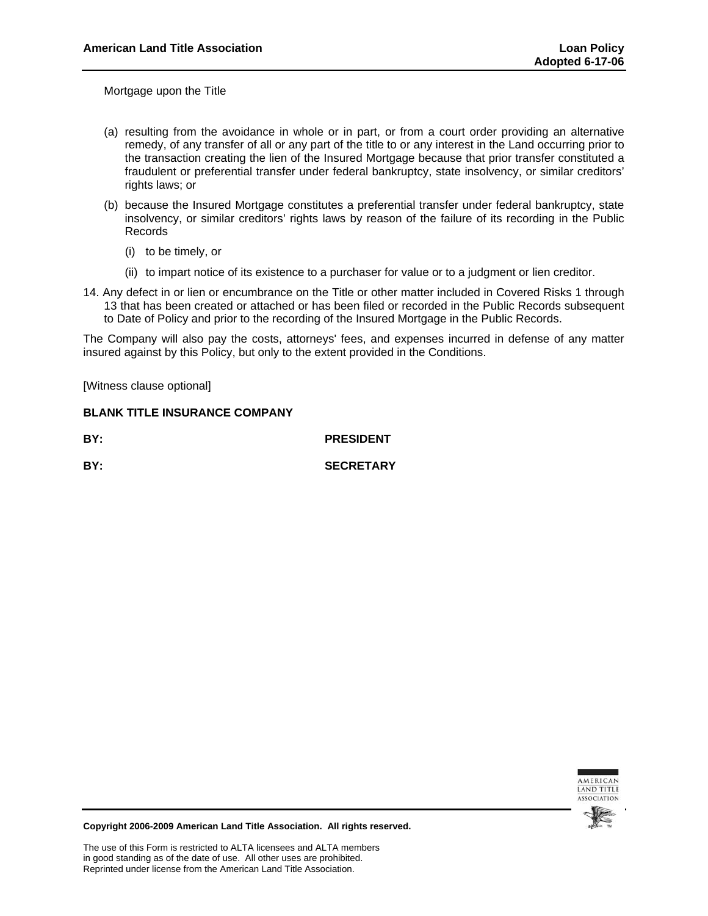Mortgage upon the Title

(a) resulting from the avoidance in whole or in part, or from a court order providing an alternative remedy, of any transfer of all or any part of the title to or any interest in the Land occurring prior to the transaction creating the lien of the Insured Mortgage because that prior transfer constituted a fraudulent or preferential transfer under federal bankruptcy, state insolvency, or similar creditors' rights laws; or

(b) because the Insured Mortgage constitutes a preferential transfer under federal bankruptcy, state insolvency, or similar creditors' rights laws by reason of the failure of its recording in the Public Records

(i) to be timely, or

(ii) to impart notice of its existence to a purchaser for value or to a judgment or lien creditor.

14. Any defect in or lien or encumbrance on the Title or other matter included in Covered Risks 1 through 13 that has been created or attached or has been filed or recorded in the Public Records subsequent to Date of Policy and prior to the recording of the Insured Mortgage in the Public Records.

The Company will also pay the costs, attorneys' fees, and expenses incurred in defense of any matter insured against by this Policy, but only to the extent provided in the Conditions.

[Witness clause optional]

**BLANK TITLE INSURANCE COMPANY**

**BY:** **PRESIDENT**

**BY:** **SECRETARY**

**Copyright 2006-2009 American Land Title Association. All rights reserved.**

The use of this Form is restricted to ALTA licensees and ALTA members in good standing as of the date of use. All other uses are prohibited. Reprinted under license from the American Land Title Association.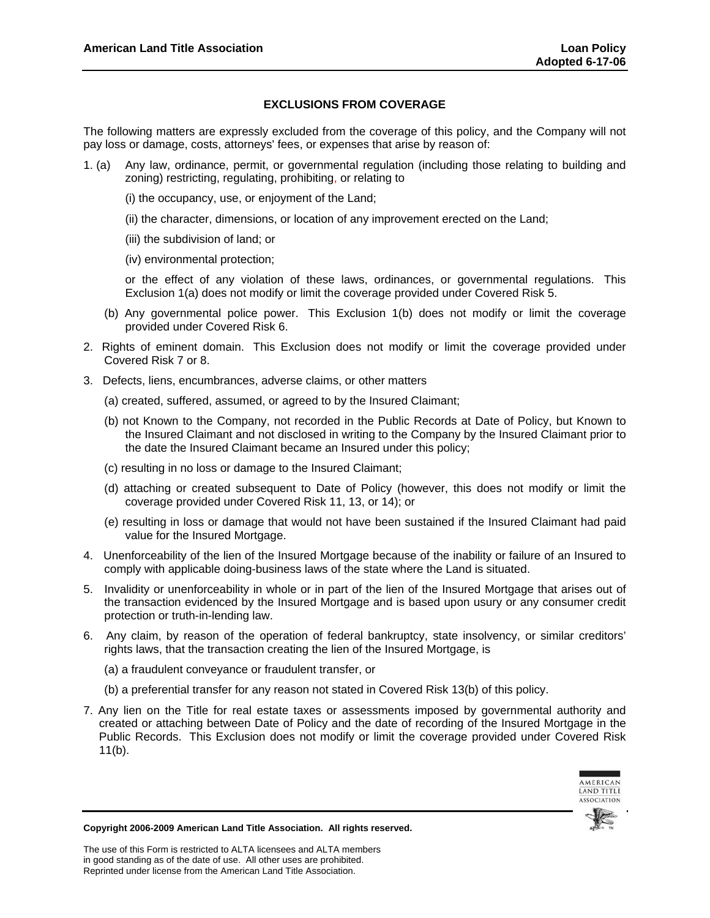## EXCLUSIONS FROM COVERAGE

The following matters are expressly excluded from the coverage of this policy, and the Company will not pay loss or damage, costs, attorneys' fees, or expenses that arise by reason of:

1. (a) Any law, ordinance, permit, or governmental regulation (including those relating to building and zoning) restricting, regulating, prohibiting, or relating to

   (i) the occupancy, use, or enjoyment of the Land;

   (ii) the character, dimensions, or location of any improvement erected on the Land;

   (iii) the subdivision of land; or

   (iv) environmental protection;

   or the effect of any violation of these laws, ordinances, or governmental regulations. This Exclusion 1(a) does not modify or limit the coverage provided under Covered Risk 5.

   (b) Any governmental police power. This Exclusion 1(b) does not modify or limit the coverage provided under Covered Risk 6.

2. Rights of eminent domain. This Exclusion does not modify or limit the coverage provided under Covered Risk 7 or 8.

3. Defects, liens, encumbrances, adverse claims, or other matters

   (a) created, suffered, assumed, or agreed to by the Insured Claimant;

   (b) not Known to the Company, not recorded in the Public Records at Date of Policy, but Known to the Insured Claimant and not disclosed in writing to the Company by the Insured Claimant prior to the date the Insured Claimant became an Insured under this policy;

   (c) resulting in no loss or damage to the Insured Claimant;

   (d) attaching or created subsequent to Date of Policy (however, this does not modify or limit the coverage provided under Covered Risk 11, 13, or 14); or

   (e) resulting in loss or damage that would not have been sustained if the Insured Claimant had paid value for the Insured Mortgage.

4. Unenforceability of the lien of the Insured Mortgage because of the inability or failure of an Insured to comply with applicable doing-business laws of the state where the Land is situated.

5. Invalidity or unenforceability in whole or in part of the lien of the Insured Mortgage that arises out of the transaction evidenced by the Insured Mortgage and is based upon usury or any consumer credit protection or truth-in-lending law.

6. Any claim, by reason of the operation of federal bankruptcy, state insolvency, or similar creditors' rights laws, that the transaction creating the lien of the Insured Mortgage, is

   (a) a fraudulent conveyance or fraudulent transfer, or

   (b) a preferential transfer for any reason not stated in Covered Risk 13(b) of this policy.

7. Any lien on the Title for real estate taxes or assessments imposed by governmental authority and created or attaching between Date of Policy and the date of recording of the Insured Mortgage in the Public Records. This Exclusion does not modify or limit the coverage provided under Covered Risk 11(b).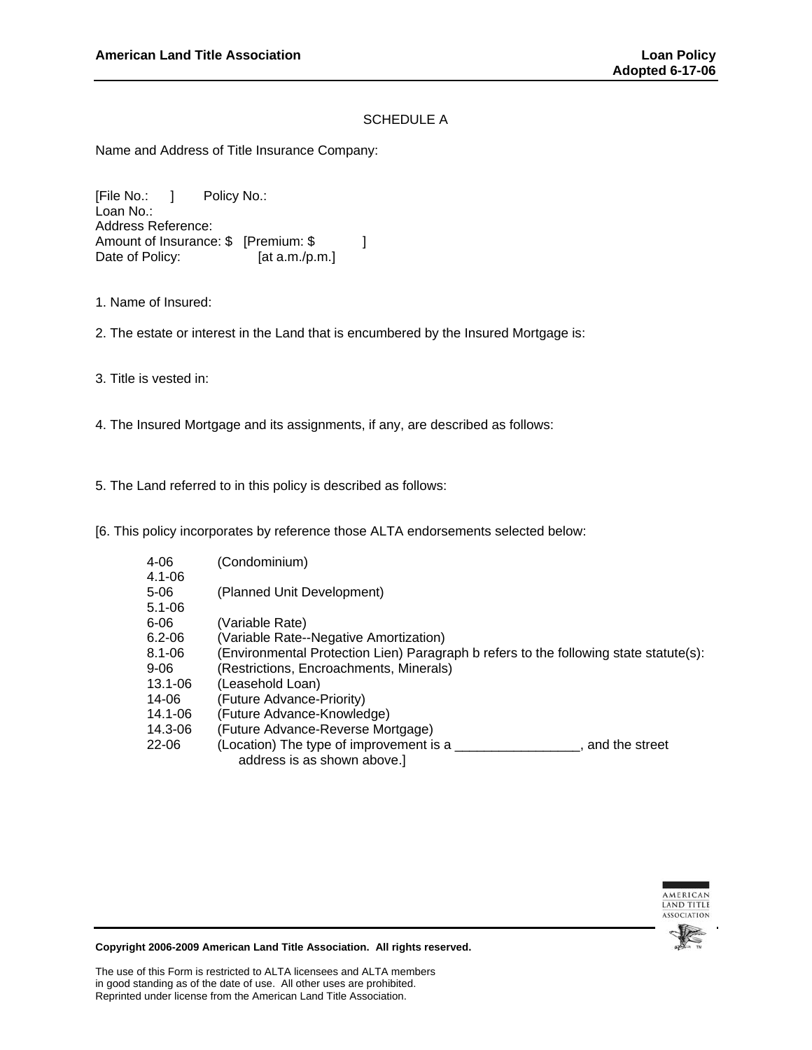# SCHEDULE A

Name and Address of Title Insurance Company:

[File No.: ] Policy No.:
Loan No.:
Address Reference:
Amount of Insurance: $ [Premium: $ ]
Date of Policy: [at a.m./p.m.]

1. Name of Insured:

2. The estate or interest in the Land that is encumbered by the Insured Mortgage is:

3. Title is vested in:

4. The Insured Mortgage and its assignments, if any, are described as follows:

5. The Land referred to in this policy is described as follows:

[6. This policy incorporates by reference those ALTA endorsements selected below:

| | |
|---|---|
| 4-06 | (Condominium) |
| 4.1-06 | |
| 5-06 | (Planned Unit Development) |
| 5.1-06 | |
| 6-06 | (Variable Rate) |
| 6.2-06 | (Variable Rate--Negative Amortization) |
| 8.1-06 | (Environmental Protection Lien) Paragraph b refers to the following state statute(s): |
| 9-06 | (Restrictions, Encroachments, Minerals) |
| 13.1-06 | (Leasehold Loan) |
| 14-06 | (Future Advance-Priority) |
| 14.1-06 | (Future Advance-Knowledge) |
| 14.3-06 | (Future Advance-Reverse Mortgage) |
| 22-06 | (Location) The type of improvement is a _________________, and the street address is as shown above.] |

**Copyright 2006-2009 American Land Title Association. All rights reserved.**

The use of this Form is restricted to ALTA licensees and ALTA members in good standing as of the date of use. All other uses are prohibited. Reprinted under license from the American Land Title Association.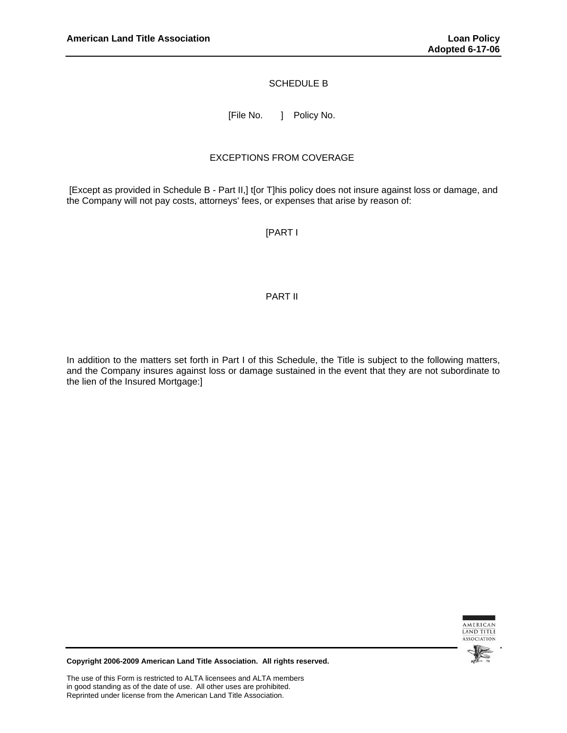SCHEDULE B

[File No. ] Policy No.

EXCEPTIONS FROM COVERAGE

[Except as provided in Schedule B - Part II,] t[or T]his policy does not insure against loss or damage, and the Company will not pay costs, attorneys' fees, or expenses that arise by reason of:

[PART I

PART II

In addition to the matters set forth in Part I of this Schedule, the Title is subject to the following matters, and the Company insures against loss or damage sustained in the event that they are not subordinate to the lien of the Insured Mortgage:]

**Copyright 2006-2009 American Land Title Association. All rights reserved.**

The use of this Form is restricted to ALTA licensees and ALTA members in good standing as of the date of use. All other uses are prohibited. Reprinted under license from the American Land Title Association.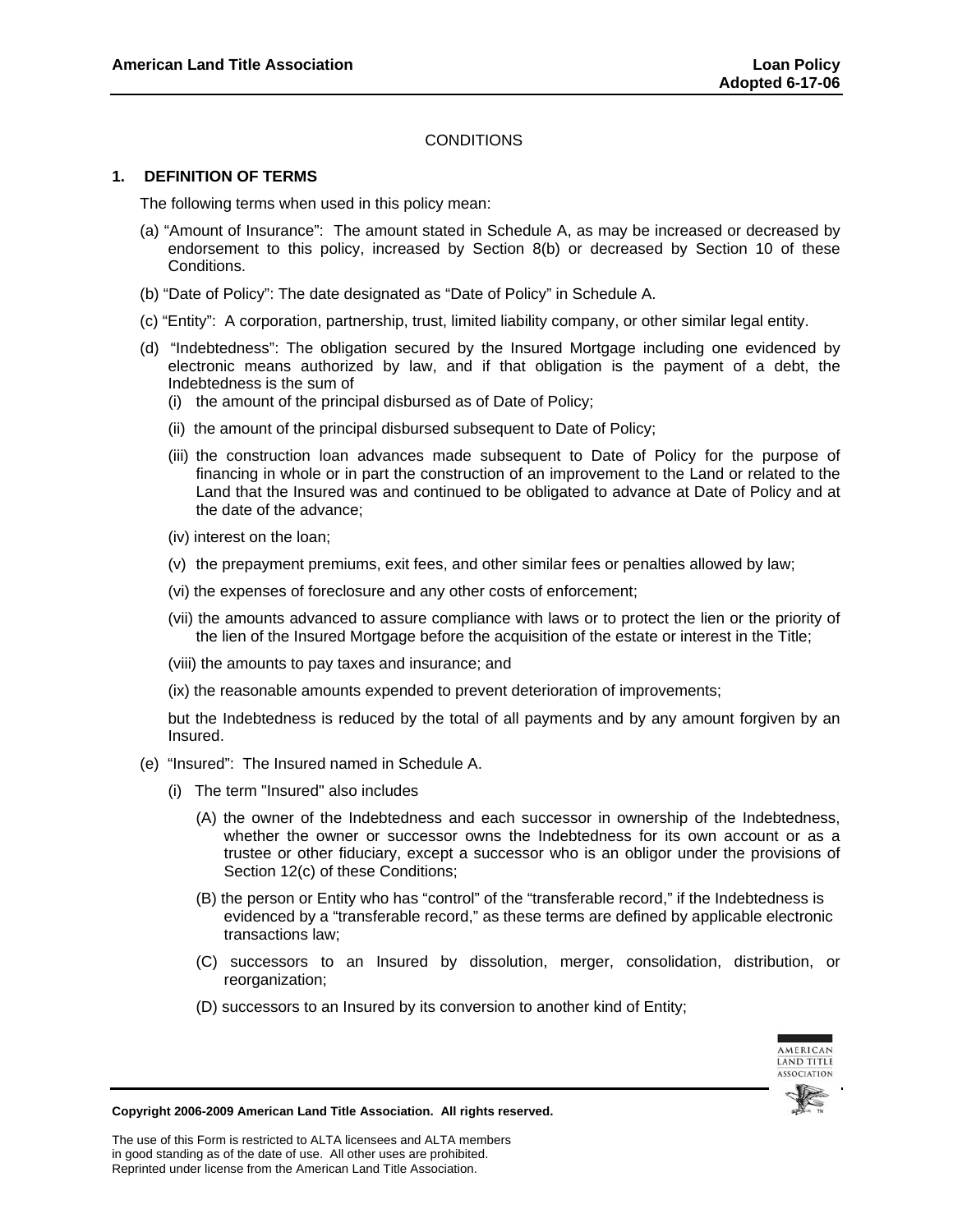CONDITIONS

## 1. DEFINITION OF TERMS

The following terms when used in this policy mean:

(a) "Amount of Insurance": The amount stated in Schedule A, as may be increased or decreased by endorsement to this policy, increased by Section 8(b) or decreased by Section 10 of these Conditions.

(b) "Date of Policy": The date designated as "Date of Policy" in Schedule A.

(c) "Entity": A corporation, partnership, trust, limited liability company, or other similar legal entity.

(d) "Indebtedness": The obligation secured by the Insured Mortgage including one evidenced by electronic means authorized by law, and if that obligation is the payment of a debt, the Indebtedness is the sum of

(i) the amount of the principal disbursed as of Date of Policy;

(ii) the amount of the principal disbursed subsequent to Date of Policy;

(iii) the construction loan advances made subsequent to Date of Policy for the purpose of financing in whole or in part the construction of an improvement to the Land or related to the Land that the Insured was and continued to be obligated to advance at Date of Policy and at the date of the advance;

(iv) interest on the loan;

(v) the prepayment premiums, exit fees, and other similar fees or penalties allowed by law;

(vi) the expenses of foreclosure and any other costs of enforcement;

(vii) the amounts advanced to assure compliance with laws or to protect the lien or the priority of the lien of the Insured Mortgage before the acquisition of the estate or interest in the Title;

(viii) the amounts to pay taxes and insurance; and

(ix) the reasonable amounts expended to prevent deterioration of improvements;

but the Indebtedness is reduced by the total of all payments and by any amount forgiven by an Insured.

(e) "Insured": The Insured named in Schedule A.

(i) The term "Insured" also includes

(A) the owner of the Indebtedness and each successor in ownership of the Indebtedness, whether the owner or successor owns the Indebtedness for its own account or as a trustee or other fiduciary, except a successor who is an obligor under the provisions of Section 12(c) of these Conditions;

(B) the person or Entity who has "control" of the "transferable record," if the Indebtedness is evidenced by a "transferable record," as these terms are defined by applicable electronic transactions law;

(C) successors to an Insured by dissolution, merger, consolidation, distribution, or reorganization;

(D) successors to an Insured by its conversion to another kind of Entity;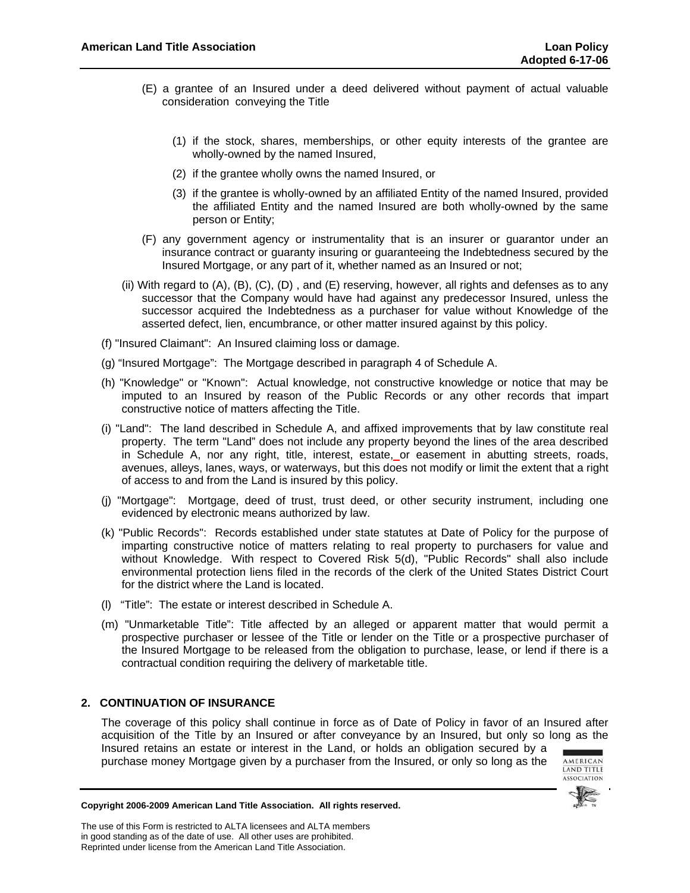(E) a grantee of an Insured under a deed delivered without payment of actual valuable consideration conveying the Title

(1) if the stock, shares, memberships, or other equity interests of the grantee are wholly-owned by the named Insured,

(2) if the grantee wholly owns the named Insured, or

(3) if the grantee is wholly-owned by an affiliated Entity of the named Insured, provided the affiliated Entity and the named Insured are both wholly-owned by the same person or Entity;

(F) any government agency or instrumentality that is an insurer or guarantor under an insurance contract or guaranty insuring or guaranteeing the Indebtedness secured by the Insured Mortgage, or any part of it, whether named as an Insured or not;

(ii) With regard to (A), (B), (C), (D) , and (E) reserving, however, all rights and defenses as to any successor that the Company would have had against any predecessor Insured, unless the successor acquired the Indebtedness as a purchaser for value without Knowledge of the asserted defect, lien, encumbrance, or other matter insured against by this policy.

(f) "Insured Claimant": An Insured claiming loss or damage.

(g) "Insured Mortgage": The Mortgage described in paragraph 4 of Schedule A.

(h) "Knowledge" or "Known": Actual knowledge, not constructive knowledge or notice that may be imputed to an Insured by reason of the Public Records or any other records that impart constructive notice of matters affecting the Title.

(i) "Land": The land described in Schedule A, and affixed improvements that by law constitute real property. The term "Land" does not include any property beyond the lines of the area described in Schedule A, nor any right, title, interest, estate, or easement in abutting streets, roads, avenues, alleys, lanes, ways, or waterways, but this does not modify or limit the extent that a right of access to and from the Land is insured by this policy.

(j) "Mortgage": Mortgage, deed of trust, trust deed, or other security instrument, including one evidenced by electronic means authorized by law.

(k) "Public Records": Records established under state statutes at Date of Policy for the purpose of imparting constructive notice of matters relating to real property to purchasers for value and without Knowledge. With respect to Covered Risk 5(d), "Public Records" shall also include environmental protection liens filed in the records of the clerk of the United States District Court for the district where the Land is located.

(l) "Title": The estate or interest described in Schedule A.

(m) "Unmarketable Title": Title affected by an alleged or apparent matter that would permit a prospective purchaser or lessee of the Title or lender on the Title or a prospective purchaser of the Insured Mortgage to be released from the obligation to purchase, lease, or lend if there is a contractual condition requiring the delivery of marketable title.

## 2. CONTINUATION OF INSURANCE

The coverage of this policy shall continue in force as of Date of Policy in favor of an Insured after acquisition of the Title by an Insured or after conveyance by an Insured, but only so long as the Insured retains an estate or interest in the Land, or holds an obligation secured by a purchase money Mortgage given by a purchaser from the Insured, or only so long as the

**Copyright 2006-2009 American Land Title Association. All rights reserved.**

The use of this Form is restricted to ALTA licensees and ALTA members in good standing as of the date of use. All other uses are prohibited. Reprinted under license from the American Land Title Association.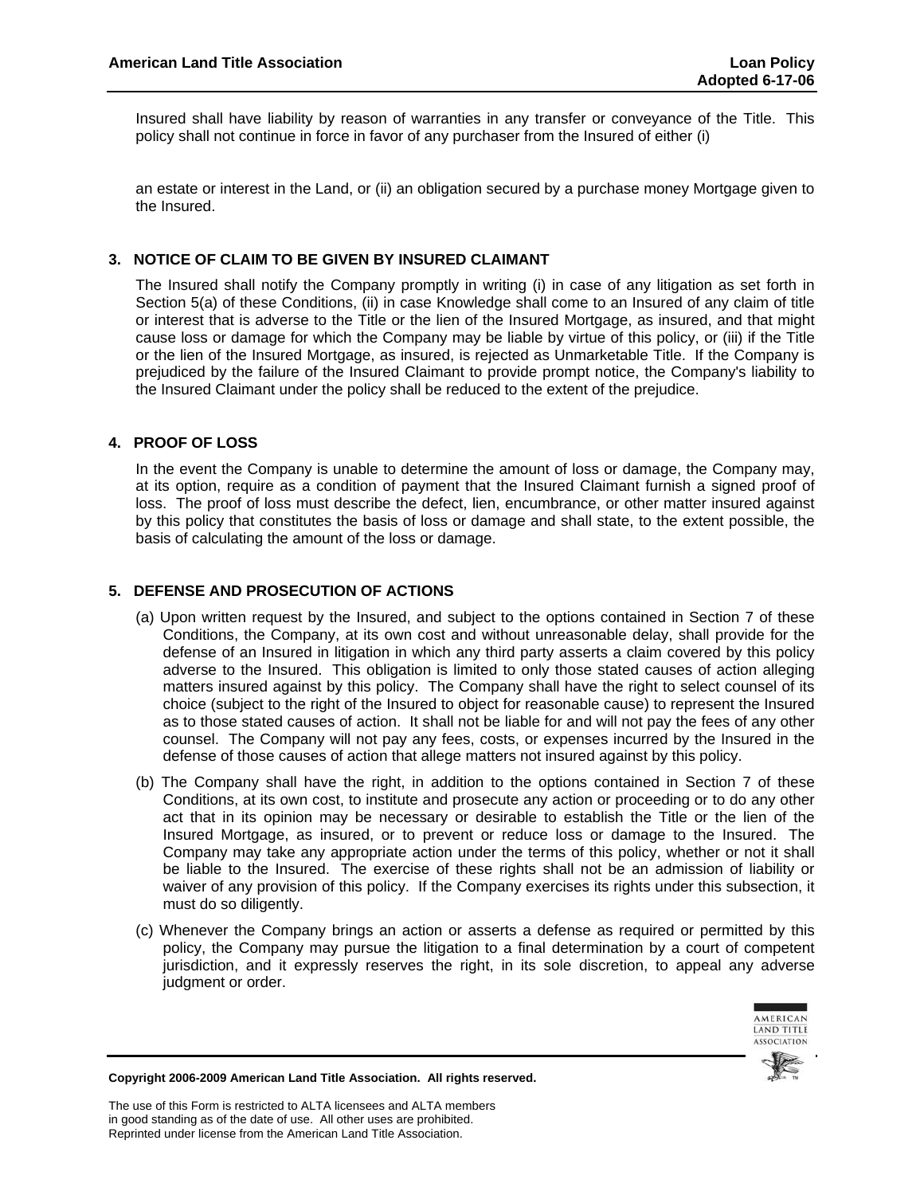Insured shall have liability by reason of warranties in any transfer or conveyance of the Title. This policy shall not continue in force in favor of any purchaser from the Insured of either (i) an estate or interest in the Land, or (ii) an obligation secured by a purchase money Mortgage given to the Insured.

## 3. NOTICE OF CLAIM TO BE GIVEN BY INSURED CLAIMANT

The Insured shall notify the Company promptly in writing (i) in case of any litigation as set forth in Section 5(a) of these Conditions, (ii) in case Knowledge shall come to an Insured of any claim of title or interest that is adverse to the Title or the lien of the Insured Mortgage, as insured, and that might cause loss or damage for which the Company may be liable by virtue of this policy, or (iii) if the Title or the lien of the Insured Mortgage, as insured, is rejected as Unmarketable Title. If the Company is prejudiced by the failure of the Insured Claimant to provide prompt notice, the Company's liability to the Insured Claimant under the policy shall be reduced to the extent of the prejudice.

## 4. PROOF OF LOSS

In the event the Company is unable to determine the amount of loss or damage, the Company may, at its option, require as a condition of payment that the Insured Claimant furnish a signed proof of loss. The proof of loss must describe the defect, lien, encumbrance, or other matter insured against by this policy that constitutes the basis of loss or damage and shall state, to the extent possible, the basis of calculating the amount of the loss or damage.

## 5. DEFENSE AND PROSECUTION OF ACTIONS

(a) Upon written request by the Insured, and subject to the options contained in Section 7 of these Conditions, the Company, at its own cost and without unreasonable delay, shall provide for the defense of an Insured in litigation in which any third party asserts a claim covered by this policy adverse to the Insured. This obligation is limited to only those stated causes of action alleging matters insured against by this policy. The Company shall have the right to select counsel of its choice (subject to the right of the Insured to object for reasonable cause) to represent the Insured as to those stated causes of action. It shall not be liable for and will not pay the fees of any other counsel. The Company will not pay any fees, costs, or expenses incurred by the Insured in the defense of those causes of action that allege matters not insured against by this policy.

(b) The Company shall have the right, in addition to the options contained in Section 7 of these Conditions, at its own cost, to institute and prosecute any action or proceeding or to do any other act that in its opinion may be necessary or desirable to establish the Title or the lien of the Insured Mortgage, as insured, or to prevent or reduce loss or damage to the Insured. The Company may take any appropriate action under the terms of this policy, whether or not it shall be liable to the Insured. The exercise of these rights shall not be an admission of liability or waiver of any provision of this policy. If the Company exercises its rights under this subsection, it must do so diligently.

(c) Whenever the Company brings an action or asserts a defense as required or permitted by this policy, the Company may pursue the litigation to a final determination by a court of competent jurisdiction, and it expressly reserves the right, in its sole discretion, to appeal any adverse judgment or order.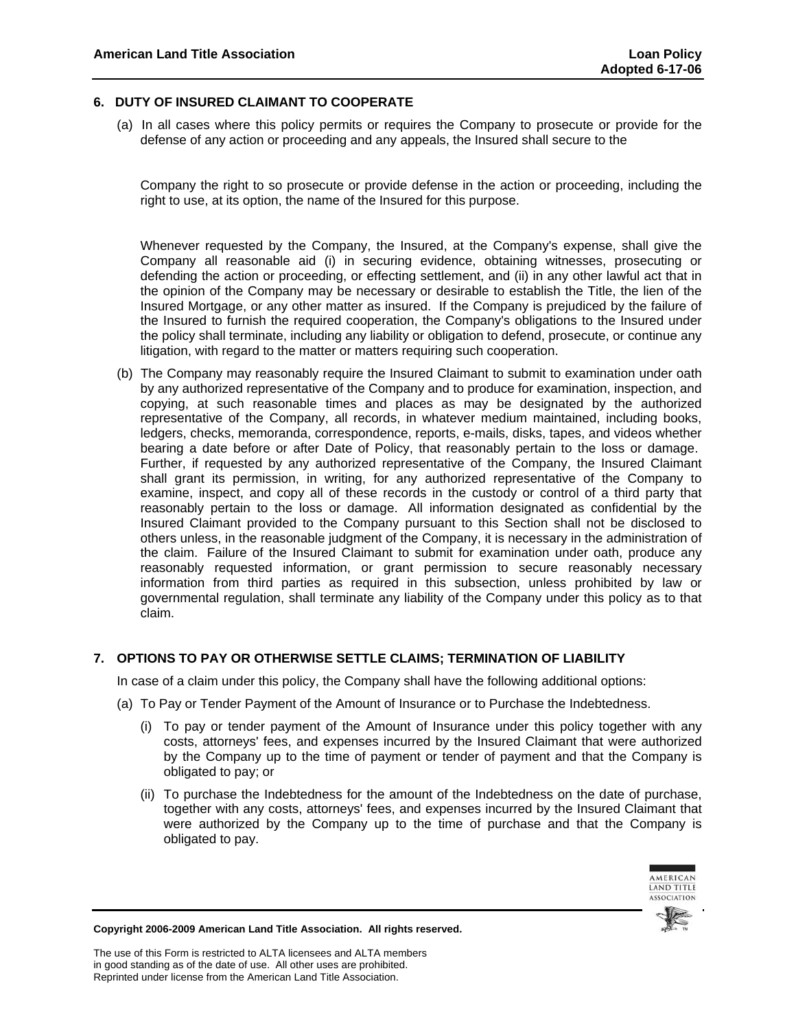## 6. DUTY OF INSURED CLAIMANT TO COOPERATE

(a) In all cases where this policy permits or requires the Company to prosecute or provide for the defense of any action or proceeding and any appeals, the Insured shall secure to the

Company the right to so prosecute or provide defense in the action or proceeding, including the right to use, at its option, the name of the Insured for this purpose.

Whenever requested by the Company, the Insured, at the Company's expense, shall give the Company all reasonable aid (i) in securing evidence, obtaining witnesses, prosecuting or defending the action or proceeding, or effecting settlement, and (ii) in any other lawful act that in the opinion of the Company may be necessary or desirable to establish the Title, the lien of the Insured Mortgage, or any other matter as insured. If the Company is prejudiced by the failure of the Insured to furnish the required cooperation, the Company's obligations to the Insured under the policy shall terminate, including any liability or obligation to defend, prosecute, or continue any litigation, with regard to the matter or matters requiring such cooperation.

(b) The Company may reasonably require the Insured Claimant to submit to examination under oath by any authorized representative of the Company and to produce for examination, inspection, and copying, at such reasonable times and places as may be designated by the authorized representative of the Company, all records, in whatever medium maintained, including books, ledgers, checks, memoranda, correspondence, reports, e-mails, disks, tapes, and videos whether bearing a date before or after Date of Policy, that reasonably pertain to the loss or damage. Further, if requested by any authorized representative of the Company, the Insured Claimant shall grant its permission, in writing, for any authorized representative of the Company to examine, inspect, and copy all of these records in the custody or control of a third party that reasonably pertain to the loss or damage. All information designated as confidential by the Insured Claimant provided to the Company pursuant to this Section shall not be disclosed to others unless, in the reasonable judgment of the Company, it is necessary in the administration of the claim. Failure of the Insured Claimant to submit for examination under oath, produce any reasonably requested information, or grant permission to secure reasonably necessary information from third parties as required in this subsection, unless prohibited by law or governmental regulation, shall terminate any liability of the Company under this policy as to that claim.

## 7. OPTIONS TO PAY OR OTHERWISE SETTLE CLAIMS; TERMINATION OF LIABILITY

In case of a claim under this policy, the Company shall have the following additional options:

(a) To Pay or Tender Payment of the Amount of Insurance or to Purchase the Indebtedness.

(i) To pay or tender payment of the Amount of Insurance under this policy together with any costs, attorneys' fees, and expenses incurred by the Insured Claimant that were authorized by the Company up to the time of payment or tender of payment and that the Company is obligated to pay; or

(ii) To purchase the Indebtedness for the amount of the Indebtedness on the date of purchase, together with any costs, attorneys' fees, and expenses incurred by the Insured Claimant that were authorized by the Company up to the time of purchase and that the Company is obligated to pay.

**Copyright 2006-2009 American Land Title Association. All rights reserved.**

The use of this Form is restricted to ALTA licensees and ALTA members in good standing as of the date of use. All other uses are prohibited. Reprinted under license from the American Land Title Association.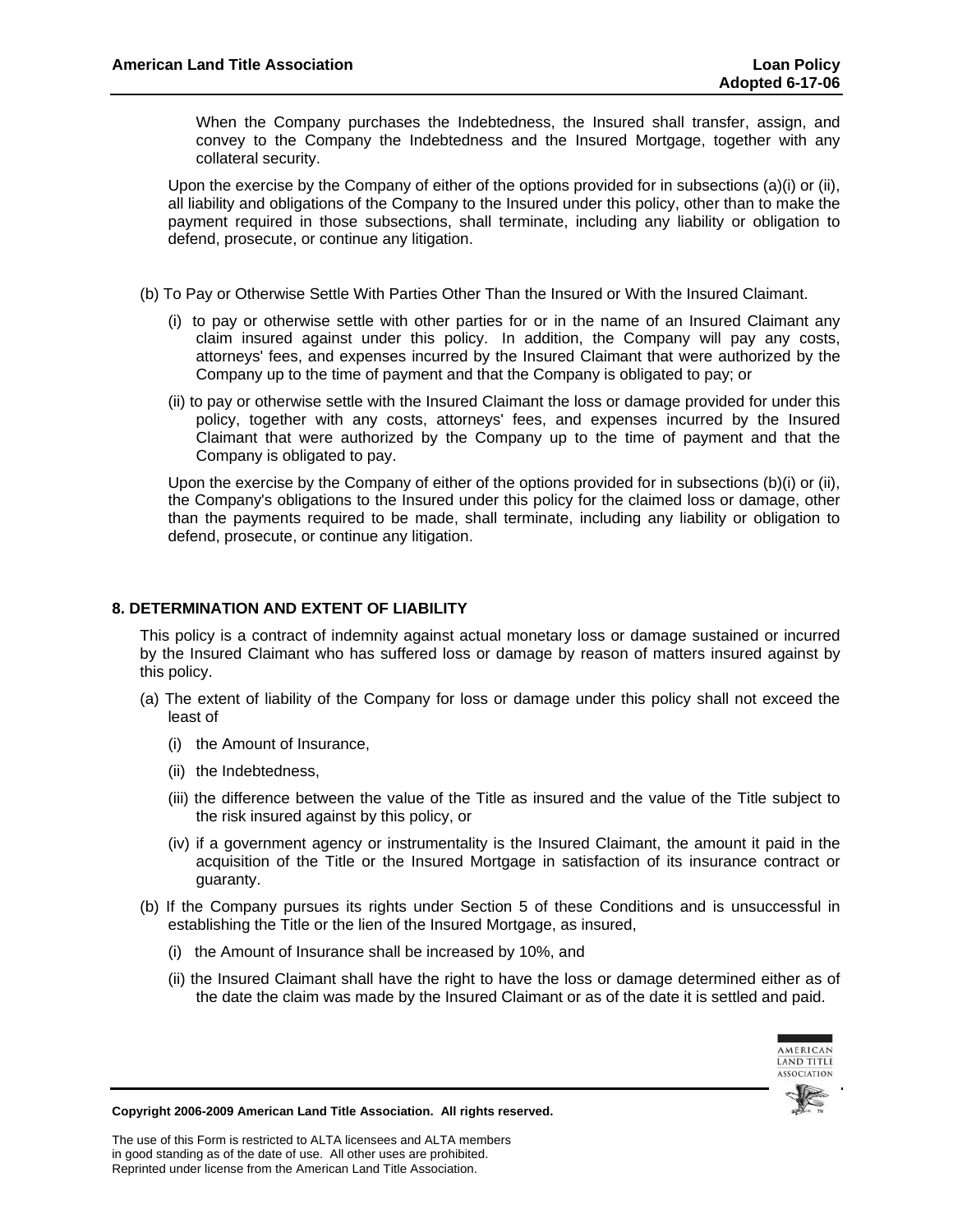When the Company purchases the Indebtedness, the Insured shall transfer, assign, and convey to the Company the Indebtedness and the Insured Mortgage, together with any collateral security.

Upon the exercise by the Company of either of the options provided for in subsections (a)(i) or (ii), all liability and obligations of the Company to the Insured under this policy, other than to make the payment required in those subsections, shall terminate, including any liability or obligation to defend, prosecute, or continue any litigation.

(b) To Pay or Otherwise Settle With Parties Other Than the Insured or With the Insured Claimant.

(i) to pay or otherwise settle with other parties for or in the name of an Insured Claimant any claim insured against under this policy. In addition, the Company will pay any costs, attorneys' fees, and expenses incurred by the Insured Claimant that were authorized by the Company up to the time of payment and that the Company is obligated to pay; or

(ii) to pay or otherwise settle with the Insured Claimant the loss or damage provided for under this policy, together with any costs, attorneys' fees, and expenses incurred by the Insured Claimant that were authorized by the Company up to the time of payment and that the Company is obligated to pay.

Upon the exercise by the Company of either of the options provided for in subsections (b)(i) or (ii), the Company's obligations to the Insured under this policy for the claimed loss or damage, other than the payments required to be made, shall terminate, including any liability or obligation to defend, prosecute, or continue any litigation.

## 8. DETERMINATION AND EXTENT OF LIABILITY

This policy is a contract of indemnity against actual monetary loss or damage sustained or incurred by the Insured Claimant who has suffered loss or damage by reason of matters insured against by this policy.

(a) The extent of liability of the Company for loss or damage under this policy shall not exceed the least of

(i) the Amount of Insurance,

(ii) the Indebtedness,

(iii) the difference between the value of the Title as insured and the value of the Title subject to the risk insured against by this policy, or

(iv) if a government agency or instrumentality is the Insured Claimant, the amount it paid in the acquisition of the Title or the Insured Mortgage in satisfaction of its insurance contract or guaranty.

(b) If the Company pursues its rights under Section 5 of these Conditions and is unsuccessful in establishing the Title or the lien of the Insured Mortgage, as insured,

(i) the Amount of Insurance shall be increased by 10%, and

(ii) the Insured Claimant shall have the right to have the loss or damage determined either as of the date the claim was made by the Insured Claimant or as of the date it is settled and paid.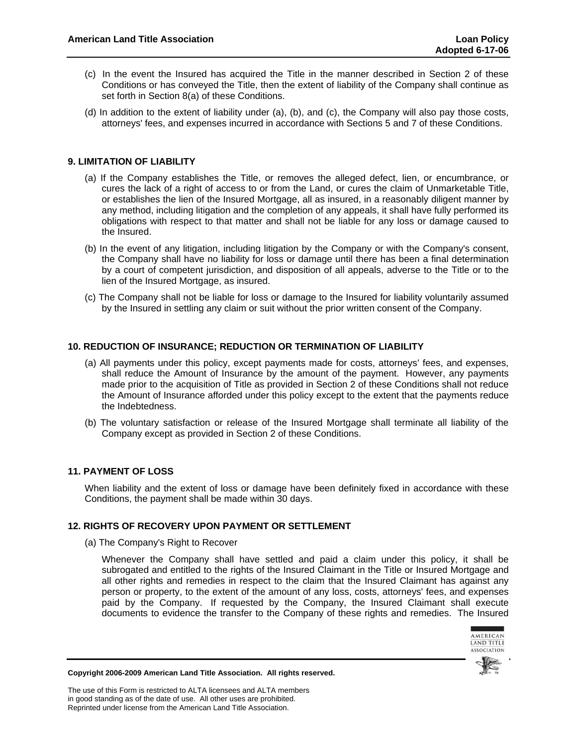(c) In the event the Insured has acquired the Title in the manner described in Section 2 of these Conditions or has conveyed the Title, then the extent of liability of the Company shall continue as set forth in Section 8(a) of these Conditions.

(d) In addition to the extent of liability under (a), (b), and (c), the Company will also pay those costs, attorneys' fees, and expenses incurred in accordance with Sections 5 and 7 of these Conditions.

**9. LIMITATION OF LIABILITY**

(a) If the Company establishes the Title, or removes the alleged defect, lien, or encumbrance, or cures the lack of a right of access to or from the Land, or cures the claim of Unmarketable Title, or establishes the lien of the Insured Mortgage, all as insured, in a reasonably diligent manner by any method, including litigation and the completion of any appeals, it shall have fully performed its obligations with respect to that matter and shall not be liable for any loss or damage caused to the Insured.

(b) In the event of any litigation, including litigation by the Company or with the Company's consent, the Company shall have no liability for loss or damage until there has been a final determination by a court of competent jurisdiction, and disposition of all appeals, adverse to the Title or to the lien of the Insured Mortgage, as insured.

(c) The Company shall not be liable for loss or damage to the Insured for liability voluntarily assumed by the Insured in settling any claim or suit without the prior written consent of the Company.

**10. REDUCTION OF INSURANCE; REDUCTION OR TERMINATION OF LIABILITY**

(a) All payments under this policy, except payments made for costs, attorneys' fees, and expenses, shall reduce the Amount of Insurance by the amount of the payment. However, any payments made prior to the acquisition of Title as provided in Section 2 of these Conditions shall not reduce the Amount of Insurance afforded under this policy except to the extent that the payments reduce the Indebtedness.

(b) The voluntary satisfaction or release of the Insured Mortgage shall terminate all liability of the Company except as provided in Section 2 of these Conditions.

**11. PAYMENT OF LOSS**

When liability and the extent of loss or damage have been definitely fixed in accordance with these Conditions, the payment shall be made within 30 days.

**12. RIGHTS OF RECOVERY UPON PAYMENT OR SETTLEMENT**

(a) The Company's Right to Recover

Whenever the Company shall have settled and paid a claim under this policy, it shall be subrogated and entitled to the rights of the Insured Claimant in the Title or Insured Mortgage and all other rights and remedies in respect to the claim that the Insured Claimant has against any person or property, to the extent of the amount of any loss, costs, attorneys' fees, and expenses paid by the Company. If requested by the Company, the Insured Claimant shall execute documents to evidence the transfer to the Company of these rights and remedies. The Insured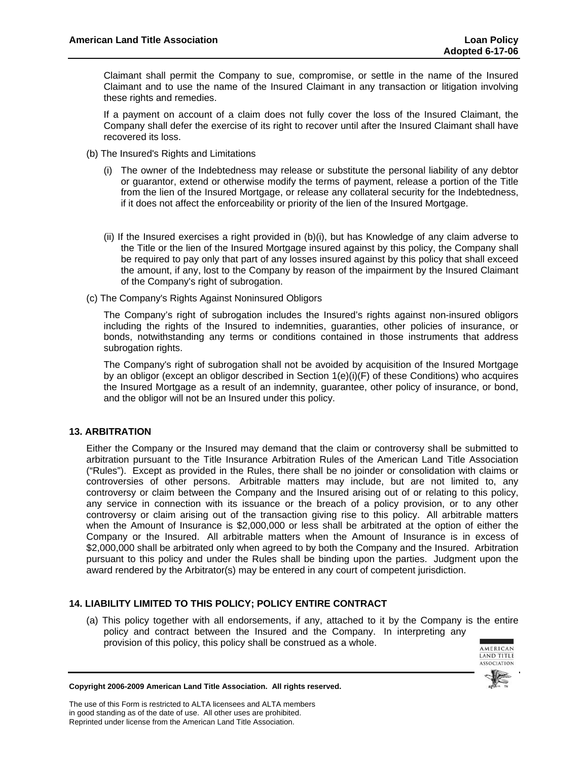Claimant shall permit the Company to sue, compromise, or settle in the name of the Insured Claimant and to use the name of the Insured Claimant in any transaction or litigation involving these rights and remedies.

If a payment on account of a claim does not fully cover the loss of the Insured Claimant, the Company shall defer the exercise of its right to recover until after the Insured Claimant shall have recovered its loss.

(b) The Insured's Rights and Limitations

(i) The owner of the Indebtedness may release or substitute the personal liability of any debtor or guarantor, extend or otherwise modify the terms of payment, release a portion of the Title from the lien of the Insured Mortgage, or release any collateral security for the Indebtedness, if it does not affect the enforceability or priority of the lien of the Insured Mortgage.

(ii) If the Insured exercises a right provided in (b)(i), but has Knowledge of any claim adverse to the Title or the lien of the Insured Mortgage insured against by this policy, the Company shall be required to pay only that part of any losses insured against by this policy that shall exceed the amount, if any, lost to the Company by reason of the impairment by the Insured Claimant of the Company's right of subrogation.

(c) The Company's Rights Against Noninsured Obligors

The Company's right of subrogation includes the Insured's rights against non-insured obligors including the rights of the Insured to indemnities, guaranties, other policies of insurance, or bonds, notwithstanding any terms or conditions contained in those instruments that address subrogation rights.

The Company's right of subrogation shall not be avoided by acquisition of the Insured Mortgage by an obligor (except an obligor described in Section 1(e)(i)(F) of these Conditions) who acquires the Insured Mortgage as a result of an indemnity, guarantee, other policy of insurance, or bond, and the obligor will not be an Insured under this policy.

## 13. ARBITRATION

Either the Company or the Insured may demand that the claim or controversy shall be submitted to arbitration pursuant to the Title Insurance Arbitration Rules of the American Land Title Association ("Rules"). Except as provided in the Rules, there shall be no joinder or consolidation with claims or controversies of other persons. Arbitrable matters may include, but are not limited to, any controversy or claim between the Company and the Insured arising out of or relating to this policy, any service in connection with its issuance or the breach of a policy provision, or to any other controversy or claim arising out of the transaction giving rise to this policy. All arbitrable matters when the Amount of Insurance is $2,000,000 or less shall be arbitrated at the option of either the Company or the Insured. All arbitrable matters when the Amount of Insurance is in excess of $2,000,000 shall be arbitrated only when agreed to by both the Company and the Insured. Arbitration pursuant to this policy and under the Rules shall be binding upon the parties. Judgment upon the award rendered by the Arbitrator(s) may be entered in any court of competent jurisdiction.

## 14. LIABILITY LIMITED TO THIS POLICY; POLICY ENTIRE CONTRACT

(a) This policy together with all endorsements, if any, attached to it by the Company is the entire policy and contract between the Insured and the Company. In interpreting any provision of this policy, this policy shall be construed as a whole.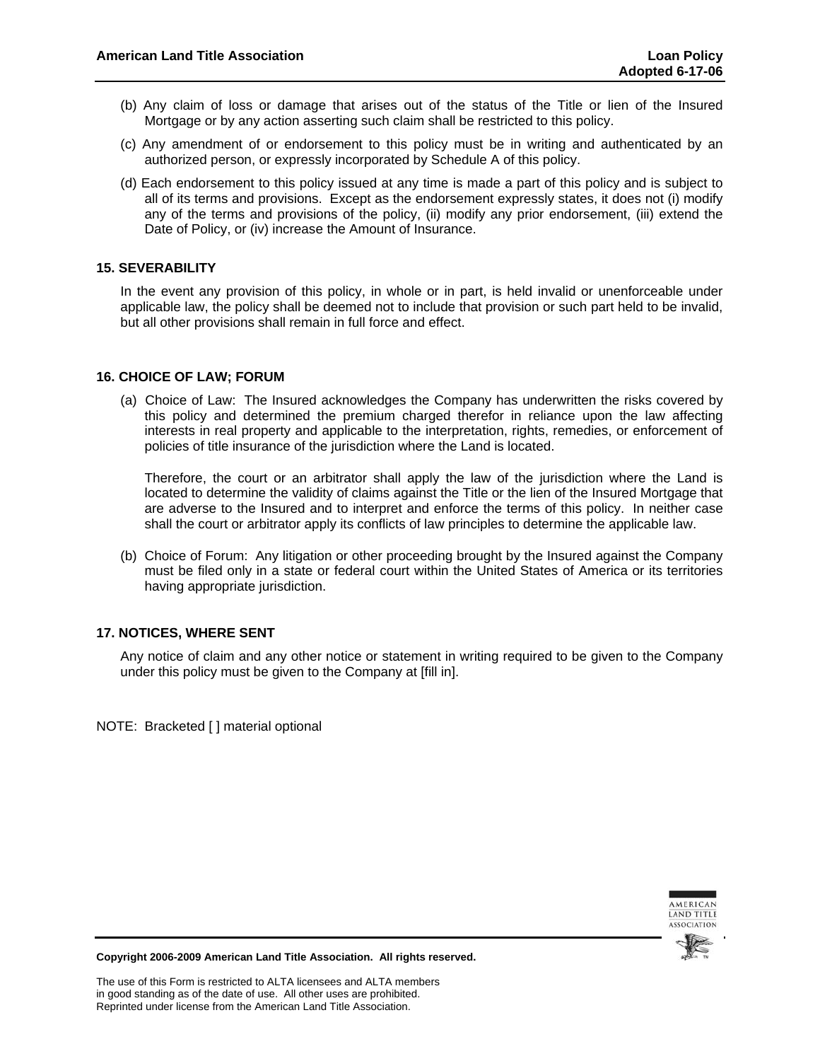(b) Any claim of loss or damage that arises out of the status of the Title or lien of the Insured Mortgage or by any action asserting such claim shall be restricted to this policy.

(c) Any amendment of or endorsement to this policy must be in writing and authenticated by an authorized person, or expressly incorporated by Schedule A of this policy.

(d) Each endorsement to this policy issued at any time is made a part of this policy and is subject to all of its terms and provisions. Except as the endorsement expressly states, it does not (i) modify any of the terms and provisions of the policy, (ii) modify any prior endorsement, (iii) extend the Date of Policy, or (iv) increase the Amount of Insurance.

**15. SEVERABILITY**

In the event any provision of this policy, in whole or in part, is held invalid or unenforceable under applicable law, the policy shall be deemed not to include that provision or such part held to be invalid, but all other provisions shall remain in full force and effect.

**16. CHOICE OF LAW; FORUM**

(a) Choice of Law: The Insured acknowledges the Company has underwritten the risks covered by this policy and determined the premium charged therefor in reliance upon the law affecting interests in real property and applicable to the interpretation, rights, remedies, or enforcement of policies of title insurance of the jurisdiction where the Land is located.

Therefore, the court or an arbitrator shall apply the law of the jurisdiction where the Land is located to determine the validity of claims against the Title or the lien of the Insured Mortgage that are adverse to the Insured and to interpret and enforce the terms of this policy. In neither case shall the court or arbitrator apply its conflicts of law principles to determine the applicable law.

(b) Choice of Forum: Any litigation or other proceeding brought by the Insured against the Company must be filed only in a state or federal court within the United States of America or its territories having appropriate jurisdiction.

**17. NOTICES, WHERE SENT**

Any notice of claim and any other notice or statement in writing required to be given to the Company under this policy must be given to the Company at [fill in].

NOTE: Bracketed [ ] material optional

**Copyright 2006-2009 American Land Title Association. All rights reserved.**

The use of this Form is restricted to ALTA licensees and ALTA members in good standing as of the date of use. All other uses are prohibited. Reprinted under license from the American Land Title Association.